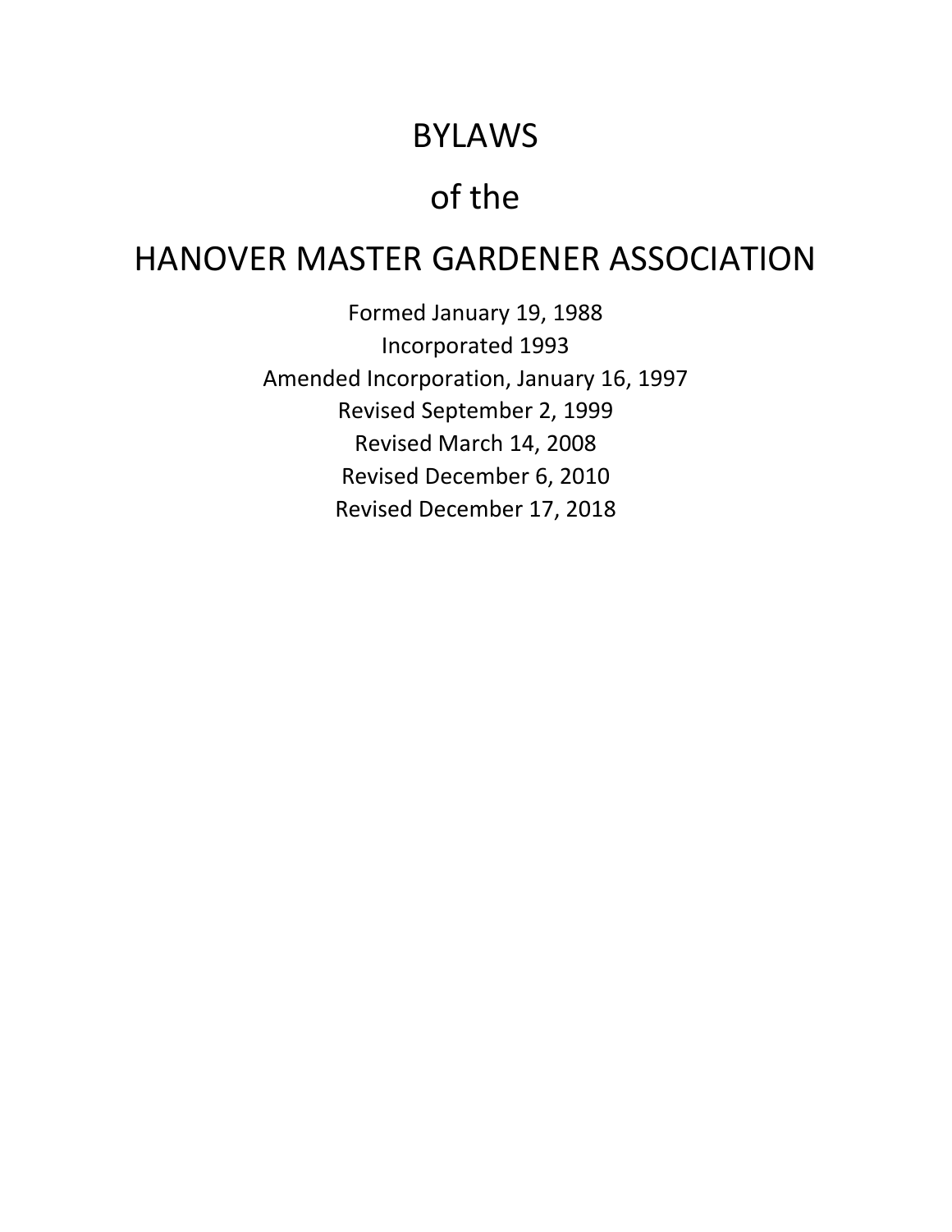# BYLAWS

# of the

# HANOVER MASTER GARDENER ASSOCIATION

Formed January 19, 1988
Incorporated 1993
Amended Incorporation, January 16, 1997
Revised September 2, 1999
Revised March 14, 2008
Revised December 6, 2010
Revised December 17, 2018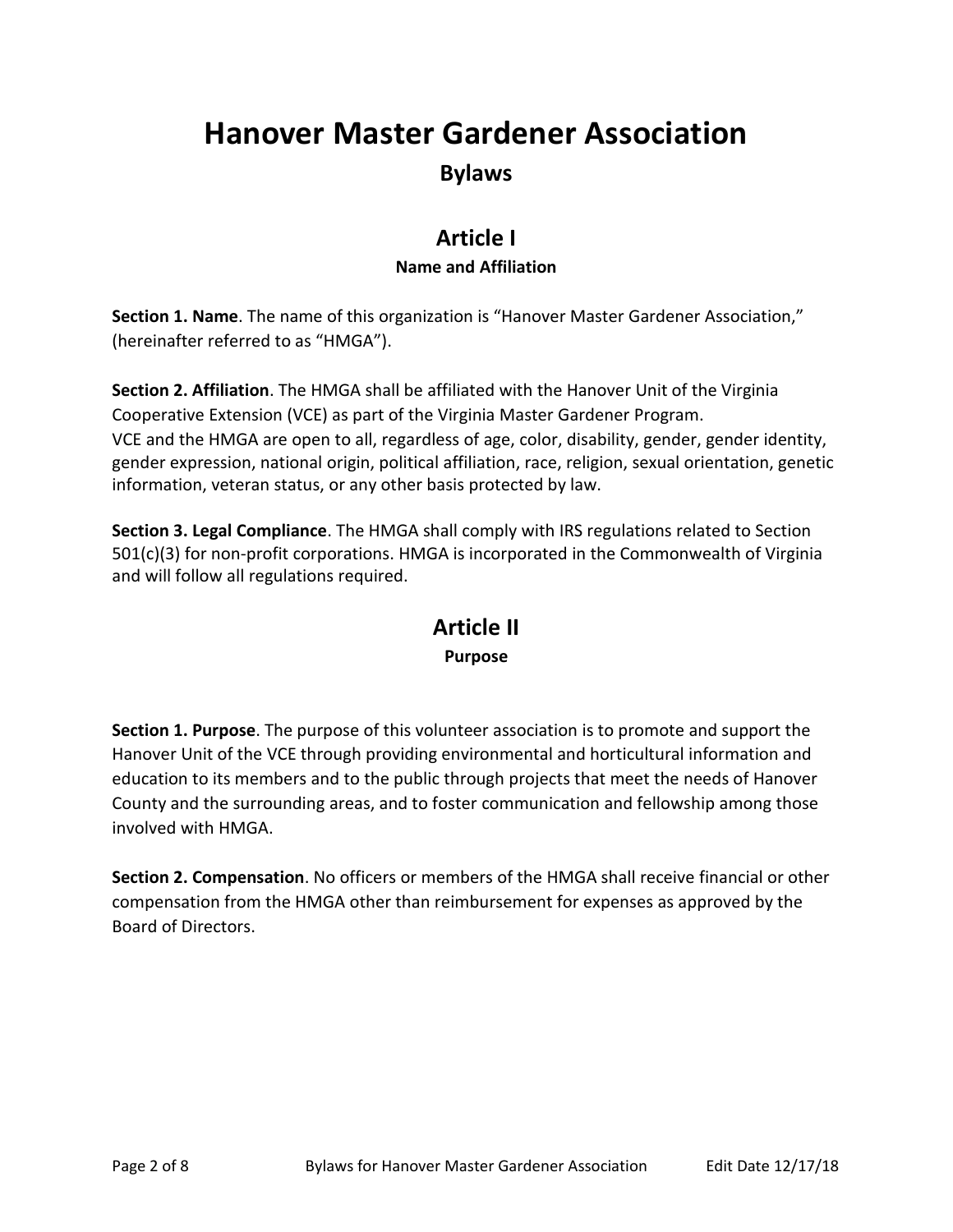# Hanover Master Gardener Association

## Bylaws

## Article I

### Name and Affiliation

**Section 1. Name**. The name of this organization is "Hanover Master Gardener Association," (hereinafter referred to as "HMGA").

**Section 2. Affiliation**. The HMGA shall be affiliated with the Hanover Unit of the Virginia Cooperative Extension (VCE) as part of the Virginia Master Gardener Program.
VCE and the HMGA are open to all, regardless of age, color, disability, gender, gender identity, gender expression, national origin, political affiliation, race, religion, sexual orientation, genetic information, veteran status, or any other basis protected by law.

**Section 3. Legal Compliance**. The HMGA shall comply with IRS regulations related to Section 501(c)(3) for non-profit corporations. HMGA is incorporated in the Commonwealth of Virginia and will follow all regulations required.

## Article II

### Purpose

**Section 1. Purpose**. The purpose of this volunteer association is to promote and support the Hanover Unit of the VCE through providing environmental and horticultural information and education to its members and to the public through projects that meet the needs of Hanover County and the surrounding areas, and to foster communication and fellowship among those involved with HMGA.

**Section 2. Compensation**. No officers or members of the HMGA shall receive financial or other compensation from the HMGA other than reimbursement for expenses as approved by the Board of Directors.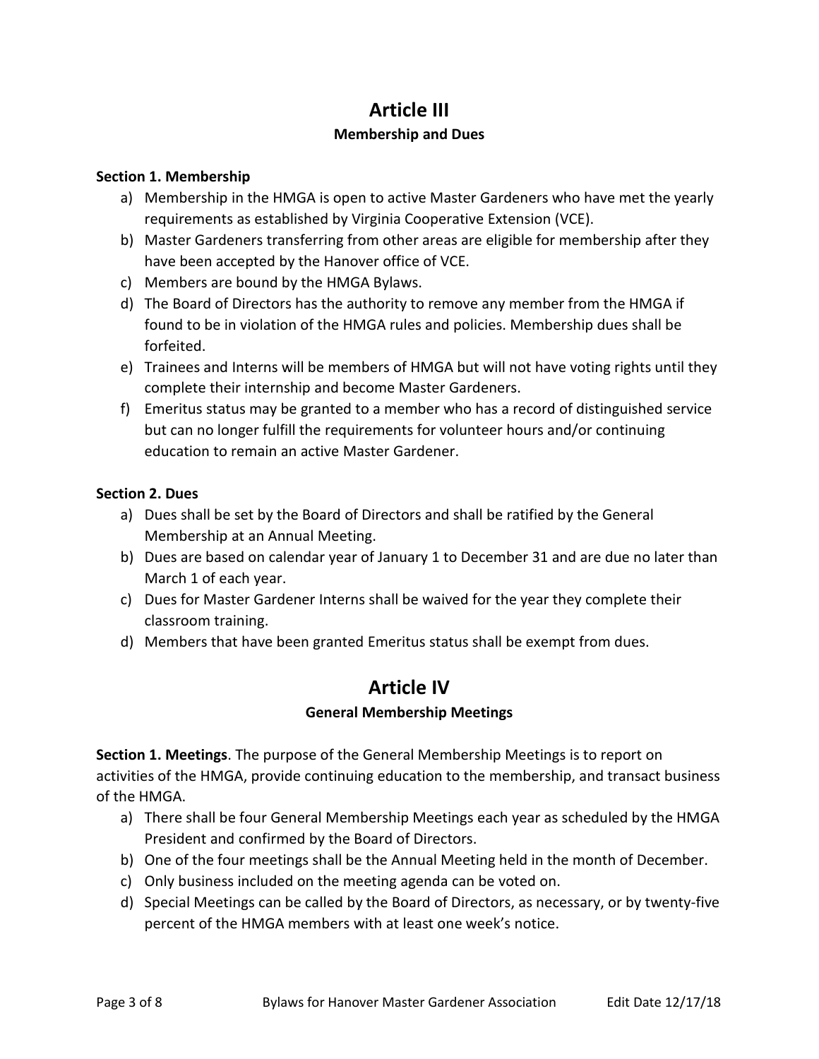# Article III

## Membership and Dues

**Section 1. Membership**

a) Membership in the HMGA is open to active Master Gardeners who have met the yearly requirements as established by Virginia Cooperative Extension (VCE).
b) Master Gardeners transferring from other areas are eligible for membership after they have been accepted by the Hanover office of VCE.
c) Members are bound by the HMGA Bylaws.
d) The Board of Directors has the authority to remove any member from the HMGA if found to be in violation of the HMGA rules and policies. Membership dues shall be forfeited.
e) Trainees and Interns will be members of HMGA but will not have voting rights until they complete their internship and become Master Gardeners.
f) Emeritus status may be granted to a member who has a record of distinguished service but can no longer fulfill the requirements for volunteer hours and/or continuing education to remain an active Master Gardener.

**Section 2. Dues**

a) Dues shall be set by the Board of Directors and shall be ratified by the General Membership at an Annual Meeting.
b) Dues are based on calendar year of January 1 to December 31 and are due no later than March 1 of each year.
c) Dues for Master Gardener Interns shall be waived for the year they complete their classroom training.
d) Members that have been granted Emeritus status shall be exempt from dues.

# Article IV

## General Membership Meetings

**Section 1. Meetings**. The purpose of the General Membership Meetings is to report on activities of the HMGA, provide continuing education to the membership, and transact business of the HMGA.

a) There shall be four General Membership Meetings each year as scheduled by the HMGA President and confirmed by the Board of Directors.
b) One of the four meetings shall be the Annual Meeting held in the month of December.
c) Only business included on the meeting agenda can be voted on.
d) Special Meetings can be called by the Board of Directors, as necessary, or by twenty-five percent of the HMGA members with at least one week's notice.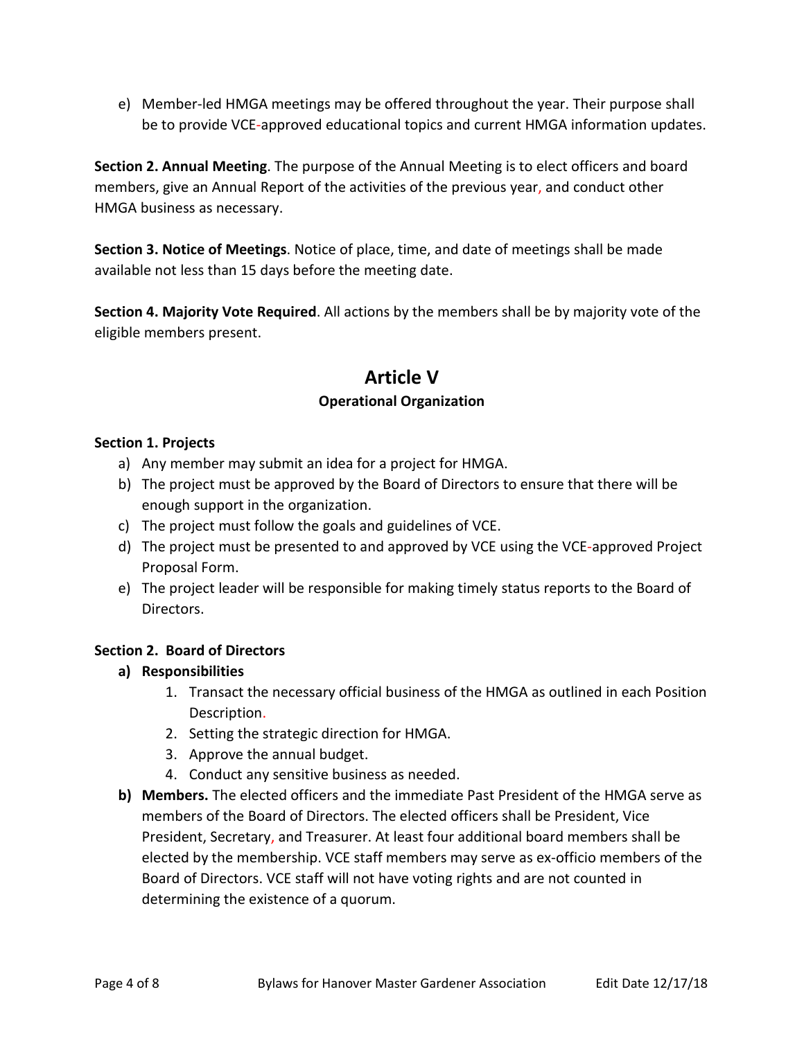e) Member-led HMGA meetings may be offered throughout the year. Their purpose shall be to provide VCE-approved educational topics and current HMGA information updates.

**Section 2. Annual Meeting**. The purpose of the Annual Meeting is to elect officers and board members, give an Annual Report of the activities of the previous year, and conduct other HMGA business as necessary.

**Section 3. Notice of Meetings**. Notice of place, time, and date of meetings shall be made available not less than 15 days before the meeting date.

**Section 4. Majority Vote Required**. All actions by the members shall be by majority vote of the eligible members present.

## Article V

### Operational Organization

**Section 1. Projects**

a) Any member may submit an idea for a project for HMGA.
b) The project must be approved by the Board of Directors to ensure that there will be enough support in the organization.
c) The project must follow the goals and guidelines of VCE.
d) The project must be presented to and approved by VCE using the VCE-approved Project Proposal Form.
e) The project leader will be responsible for making timely status reports to the Board of Directors.

**Section 2. Board of Directors**

**a) Responsibilities**

1. Transact the necessary official business of the HMGA as outlined in each Position Description.
2. Setting the strategic direction for HMGA.
3. Approve the annual budget.
4. Conduct any sensitive business as needed.

**b) Members.** The elected officers and the immediate Past President of the HMGA serve as members of the Board of Directors. The elected officers shall be President, Vice President, Secretary, and Treasurer. At least four additional board members shall be elected by the membership. VCE staff members may serve as ex-officio members of the Board of Directors. VCE staff will not have voting rights and are not counted in determining the existence of a quorum.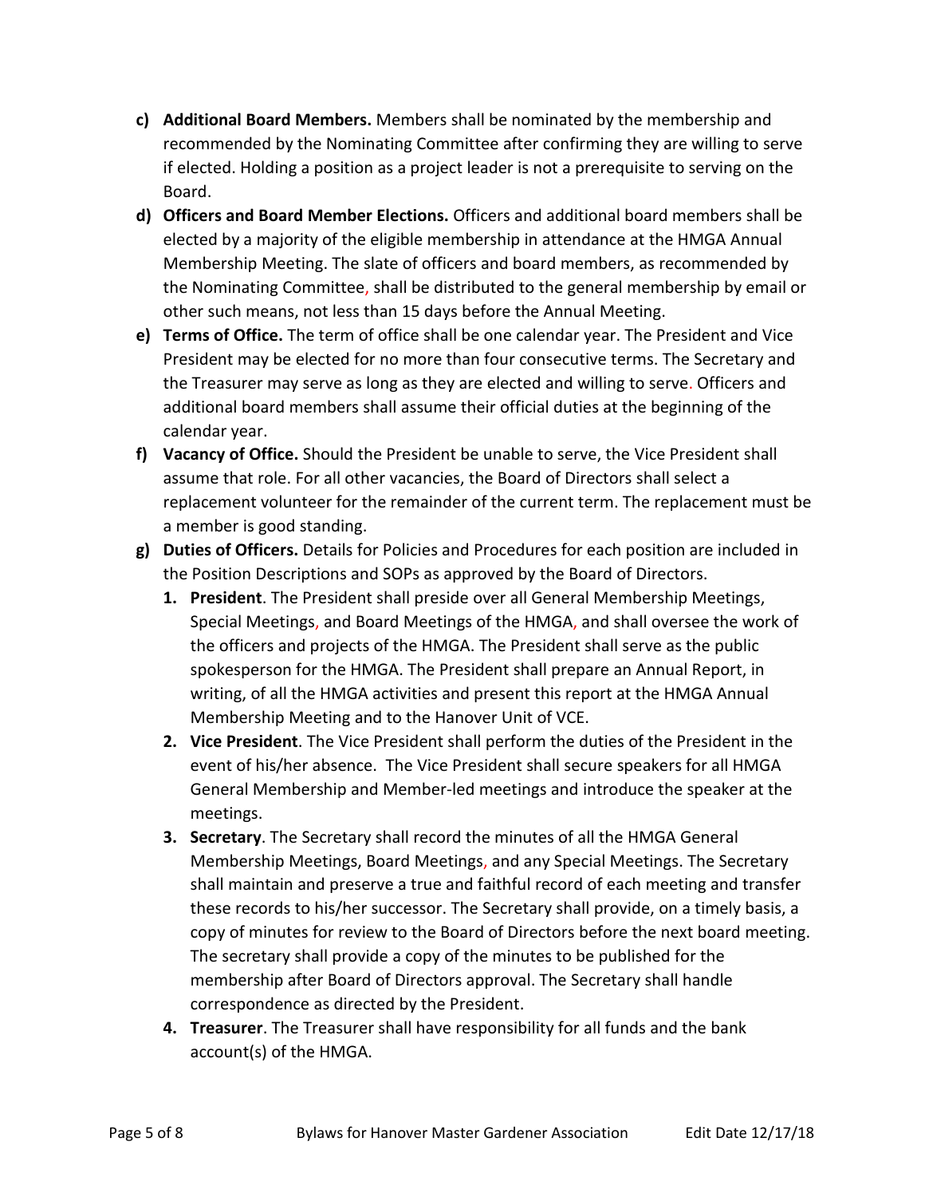c) **Additional Board Members.** Members shall be nominated by the membership and recommended by the Nominating Committee after confirming they are willing to serve if elected. Holding a position as a project leader is not a prerequisite to serving on the Board.

d) **Officers and Board Member Elections.** Officers and additional board members shall be elected by a majority of the eligible membership in attendance at the HMGA Annual Membership Meeting. The slate of officers and board members, as recommended by the Nominating Committee, shall be distributed to the general membership by email or other such means, not less than 15 days before the Annual Meeting.

e) **Terms of Office.** The term of office shall be one calendar year. The President and Vice President may be elected for no more than four consecutive terms. The Secretary and the Treasurer may serve as long as they are elected and willing to serve. Officers and additional board members shall assume their official duties at the beginning of the calendar year.

f) **Vacancy of Office.** Should the President be unable to serve, the Vice President shall assume that role. For all other vacancies, the Board of Directors shall select a replacement volunteer for the remainder of the current term. The replacement must be a member is good standing.

g) **Duties of Officers.** Details for Policies and Procedures for each position are included in the Position Descriptions and SOPs as approved by the Board of Directors.

   1. **President**. The President shall preside over all General Membership Meetings, Special Meetings, and Board Meetings of the HMGA, and shall oversee the work of the officers and projects of the HMGA. The President shall serve as the public spokesperson for the HMGA. The President shall prepare an Annual Report, in writing, of all the HMGA activities and present this report at the HMGA Annual Membership Meeting and to the Hanover Unit of VCE.
   2. **Vice President**. The Vice President shall perform the duties of the President in the event of his/her absence. The Vice President shall secure speakers for all HMGA General Membership and Member-led meetings and introduce the speaker at the meetings.
   3. **Secretary**. The Secretary shall record the minutes of all the HMGA General Membership Meetings, Board Meetings, and any Special Meetings. The Secretary shall maintain and preserve a true and faithful record of each meeting and transfer these records to his/her successor. The Secretary shall provide, on a timely basis, a copy of minutes for review to the Board of Directors before the next board meeting. The secretary shall provide a copy of the minutes to be published for the membership after Board of Directors approval. The Secretary shall handle correspondence as directed by the President.
   4. **Treasurer**. The Treasurer shall have responsibility for all funds and the bank account(s) of the HMGA.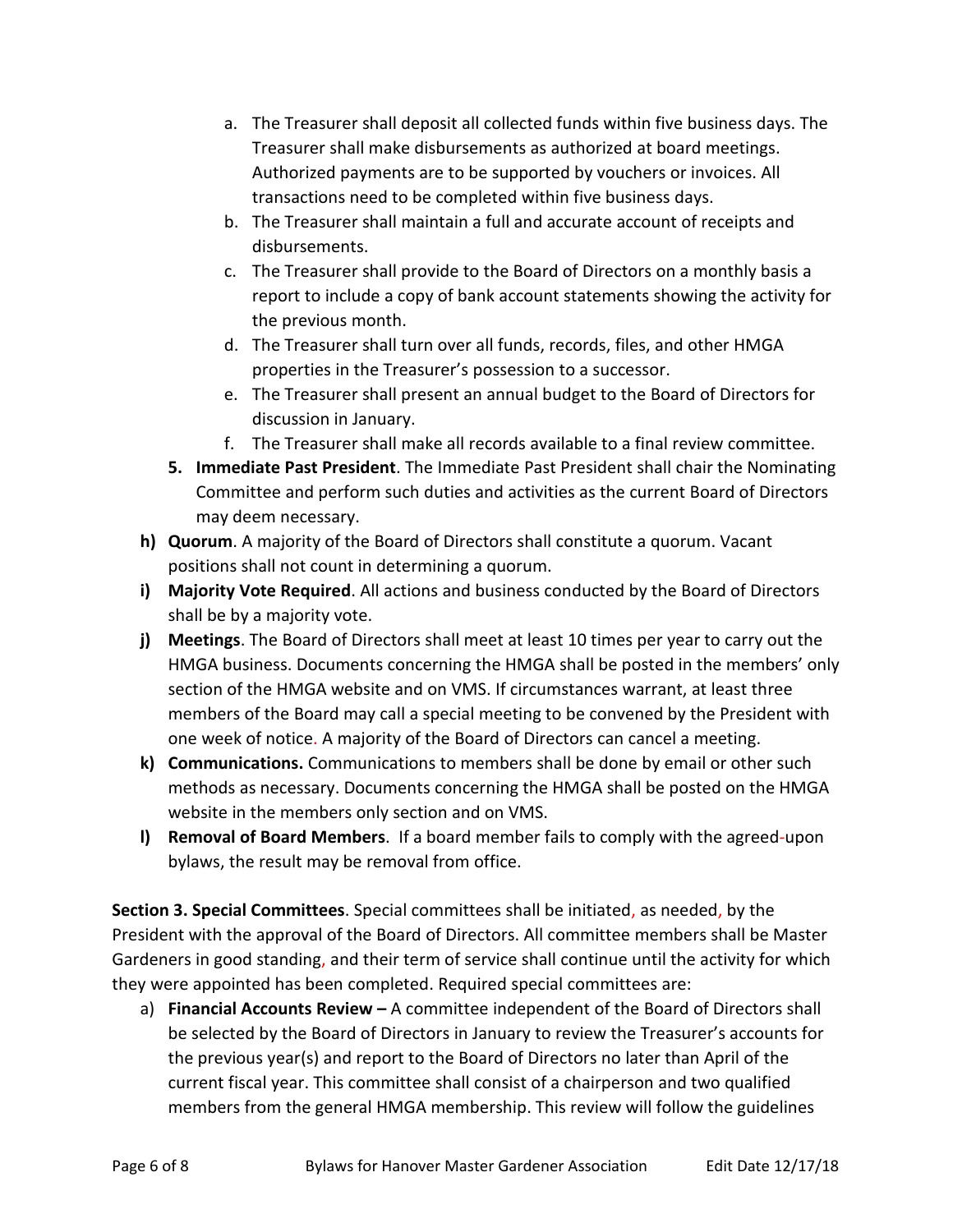a. The Treasurer shall deposit all collected funds within five business days. The Treasurer shall make disbursements as authorized at board meetings. Authorized payments are to be supported by vouchers or invoices. All transactions need to be completed within five business days.
   b. The Treasurer shall maintain a full and accurate account of receipts and disbursements.
   c. The Treasurer shall provide to the Board of Directors on a monthly basis a report to include a copy of bank account statements showing the activity for the previous month.
   d. The Treasurer shall turn over all funds, records, files, and other HMGA properties in the Treasurer's possession to a successor.
   e. The Treasurer shall present an annual budget to the Board of Directors for discussion in January.
   f. The Treasurer shall make all records available to a final review committee.

5. **Immediate Past President**. The Immediate Past President shall chair the Nominating Committee and perform such duties and activities as the current Board of Directors may deem necessary.

h) **Quorum**. A majority of the Board of Directors shall constitute a quorum. Vacant positions shall not count in determining a quorum.

i) **Majority Vote Required**. All actions and business conducted by the Board of Directors shall be by a majority vote.

j) **Meetings**. The Board of Directors shall meet at least 10 times per year to carry out the HMGA business. Documents concerning the HMGA shall be posted in the members' only section of the HMGA website and on VMS. If circumstances warrant, at least three members of the Board may call a special meeting to be convened by the President with one week of notice. A majority of the Board of Directors can cancel a meeting.

k) **Communications.** Communications to members shall be done by email or other such methods as necessary. Documents concerning the HMGA shall be posted on the HMGA website in the members only section and on VMS.

l) **Removal of Board Members**. If a board member fails to comply with the agreed-upon bylaws, the result may be removal from office.

**Section 3. Special Committees**. Special committees shall be initiated, as needed, by the President with the approval of the Board of Directors. All committee members shall be Master Gardeners in good standing, and their term of service shall continue until the activity for which they were appointed has been completed. Required special committees are:

a) **Financial Accounts Review –** A committee independent of the Board of Directors shall be selected by the Board of Directors in January to review the Treasurer's accounts for the previous year(s) and report to the Board of Directors no later than April of the current fiscal year. This committee shall consist of a chairperson and two qualified members from the general HMGA membership. This review will follow the guidelines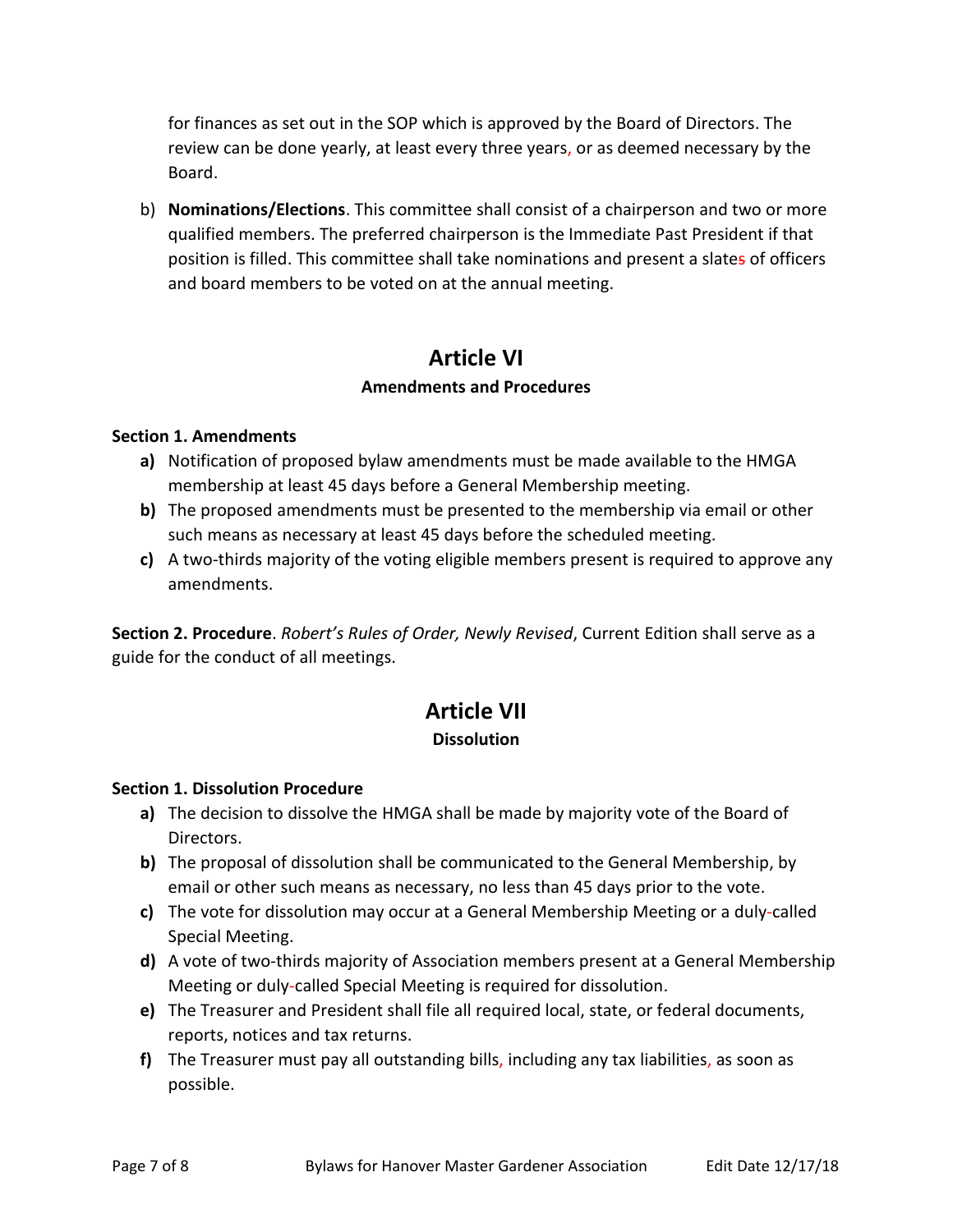for finances as set out in the SOP which is approved by the Board of Directors. The review can be done yearly, at least every three years, or as deemed necessary by the Board.

b) **Nominations/Elections**. This committee shall consist of a chairperson and two or more qualified members. The preferred chairperson is the Immediate Past President if that position is filled. This committee shall take nominations and present a slates of officers and board members to be voted on at the annual meeting.

## Article VI

### Amendments and Procedures

**Section 1. Amendments**

**a)** Notification of proposed bylaw amendments must be made available to the HMGA membership at least 45 days before a General Membership meeting.

**b)** The proposed amendments must be presented to the membership via email or other such means as necessary at least 45 days before the scheduled meeting.

**c)** A two-thirds majority of the voting eligible members present is required to approve any amendments.

**Section 2. Procedure**. *Robert's Rules of Order, Newly Revised*, Current Edition shall serve as a guide for the conduct of all meetings.

## Article VII

### Dissolution

**Section 1. Dissolution Procedure**

**a)** The decision to dissolve the HMGA shall be made by majority vote of the Board of Directors.

**b)** The proposal of dissolution shall be communicated to the General Membership, by email or other such means as necessary, no less than 45 days prior to the vote.

**c)** The vote for dissolution may occur at a General Membership Meeting or a duly-called Special Meeting.

**d)** A vote of two-thirds majority of Association members present at a General Membership Meeting or duly-called Special Meeting is required for dissolution.

**e)** The Treasurer and President shall file all required local, state, or federal documents, reports, notices and tax returns.

**f)** The Treasurer must pay all outstanding bills, including any tax liabilities, as soon as possible.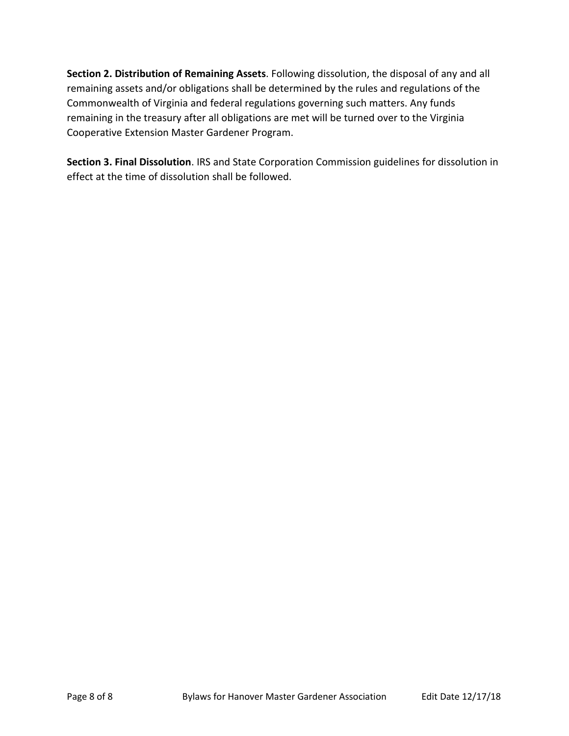**Section 2. Distribution of Remaining Assets**. Following dissolution, the disposal of any and all remaining assets and/or obligations shall be determined by the rules and regulations of the Commonwealth of Virginia and federal regulations governing such matters. Any funds remaining in the treasury after all obligations are met will be turned over to the Virginia Cooperative Extension Master Gardener Program.

**Section 3. Final Dissolution**. IRS and State Corporation Commission guidelines for dissolution in effect at the time of dissolution shall be followed.